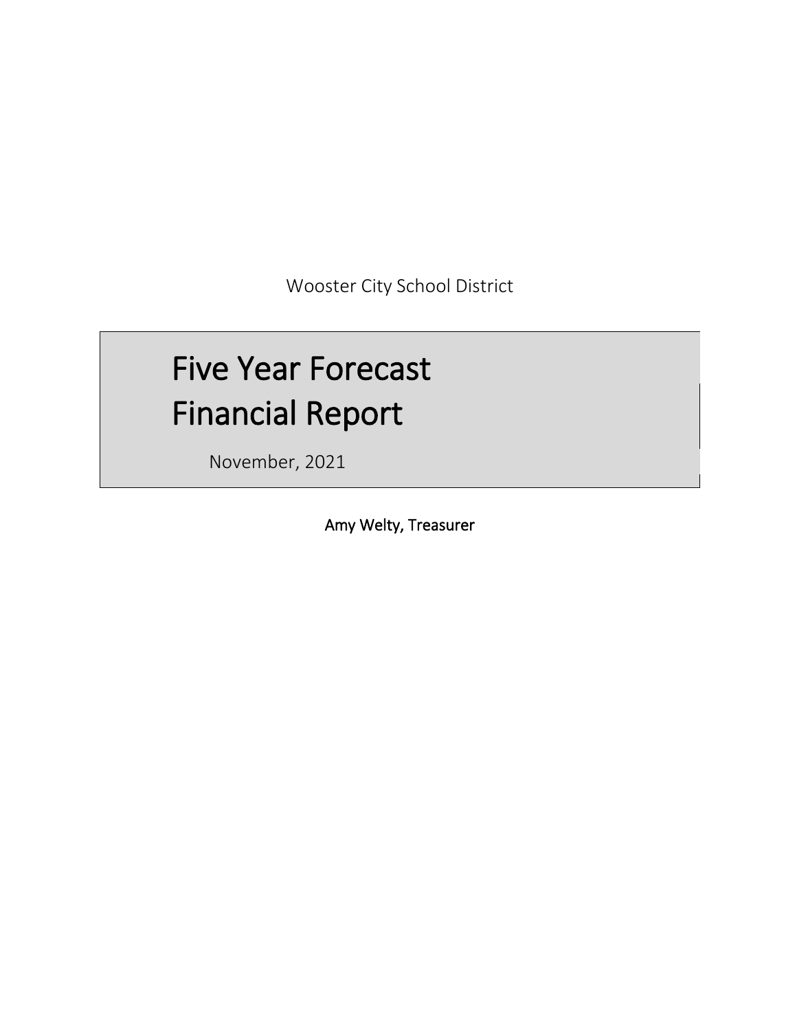Wooster City School District

# Five Year Forecast
# Financial Report

November, 2021

**Amy Welty, Treasurer**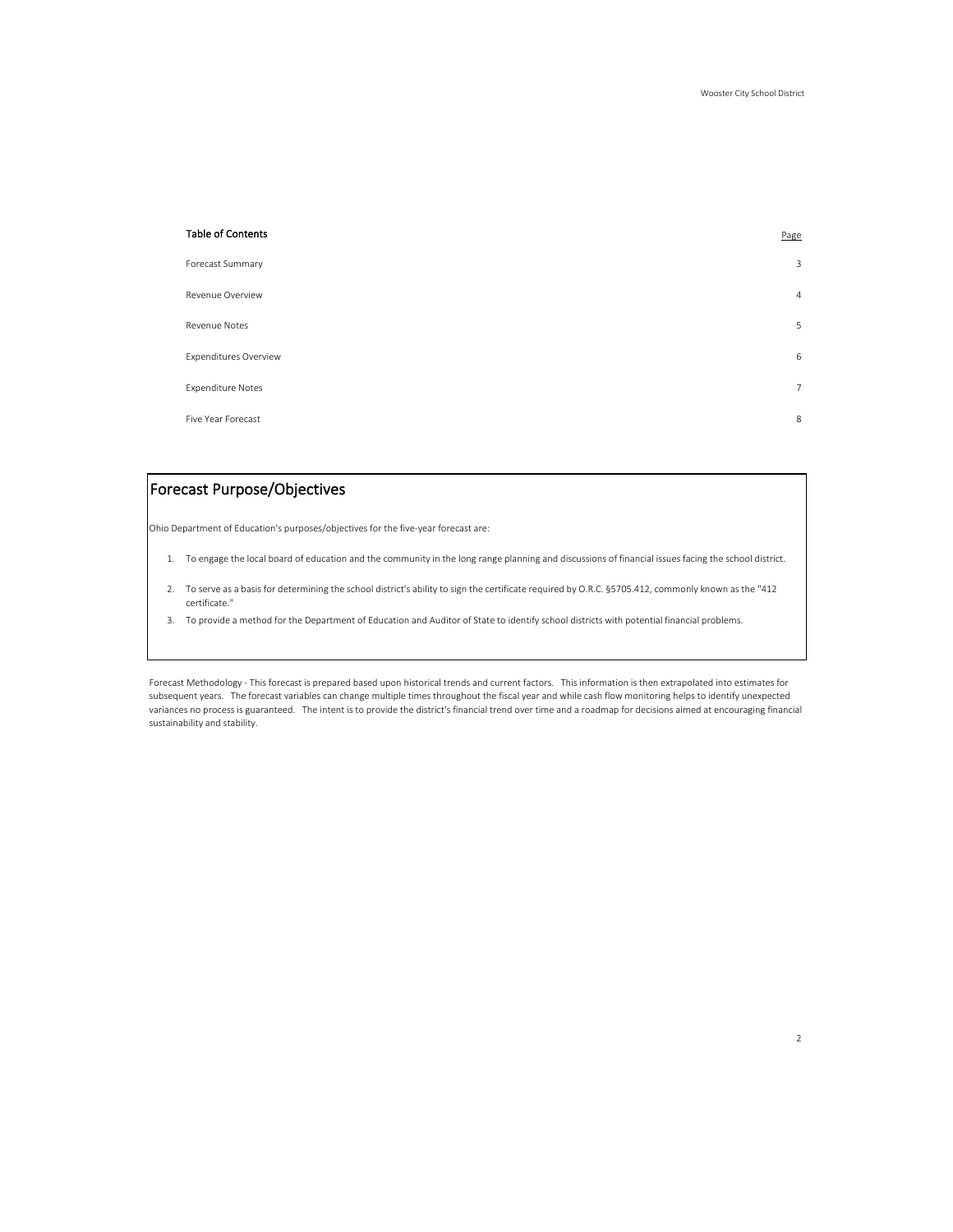| Table of Contents | Page |
|---|---|
| Forecast Summary | 3 |
| Revenue Overview | 4 |
| Revenue Notes | 5 |
| Expenditures Overview | 6 |
| Expenditure Notes | 7 |
| Five Year Forecast | 8 |

## Forecast Purpose/Objectives

Ohio Department of Education's purposes/objectives for the five-year forecast are:

1. To engage the local board of education and the community in the long range planning and discussions of financial issues facing the school district.
2. To serve as a basis for determining the school district's ability to sign the certificate required by O.R.C. §5705.412, commonly known as the "412 certificate."
3. To provide a method for the Department of Education and Auditor of State to identify school districts with potential financial problems.

Forecast Methodology - This forecast is prepared based upon historical trends and current factors. This information is then extrapolated into estimates for subsequent years. The forecast variables can change multiple times throughout the fiscal year and while cash flow monitoring helps to identify unexpected variances no process is guaranteed. The intent is to provide the district's financial trend over time and a roadmap for decisions aimed at encouraging financial sustainability and stability.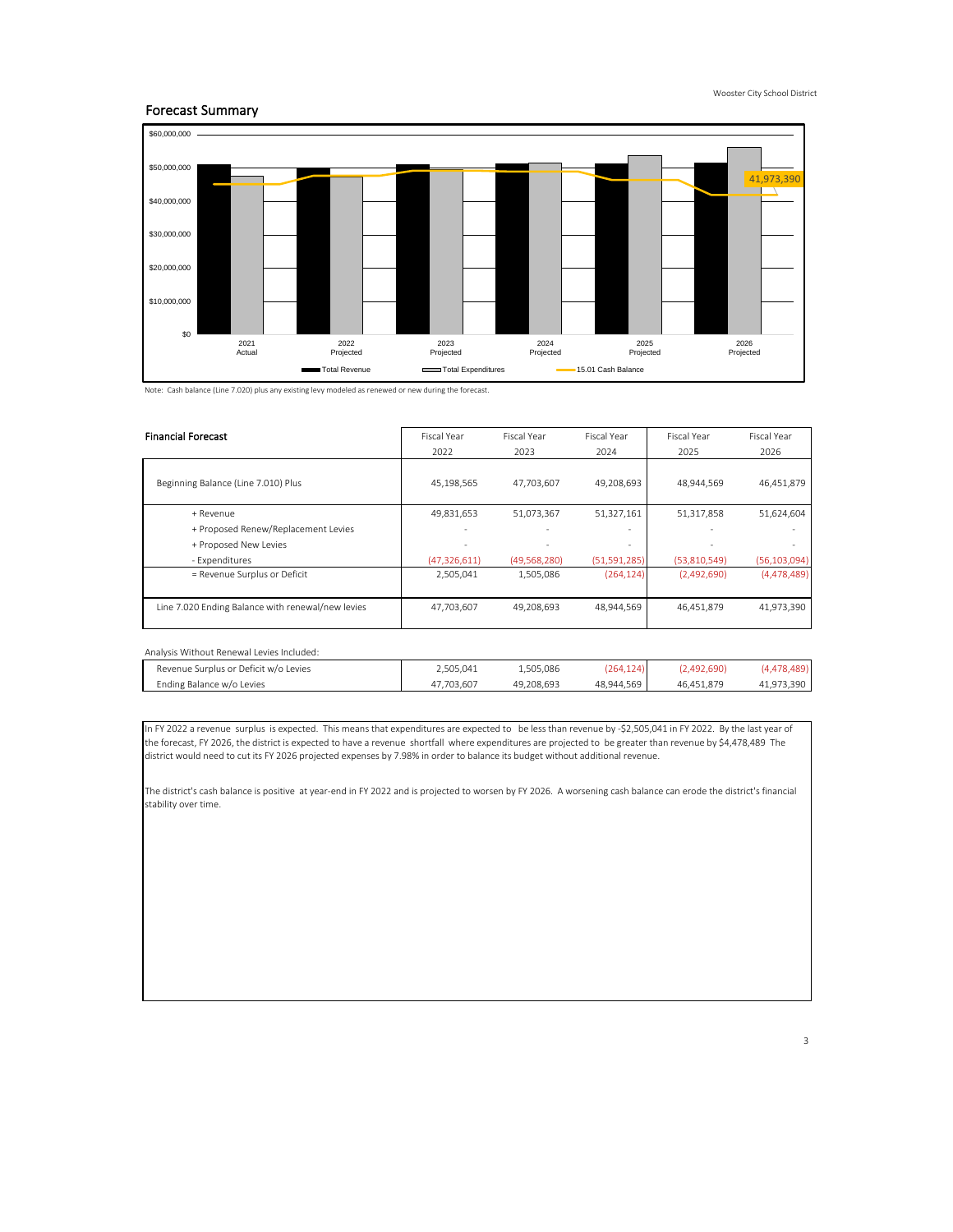## Forecast Summary

Note: Cash balance (Line 7.020) plus any existing levy modeled as renewed or new during the forecast.

| Financial Forecast | Fiscal Year 2022 | Fiscal Year 2023 | Fiscal Year 2024 | Fiscal Year 2025 | Fiscal Year 2026 |
|---|---|---|---|---|---|
| Beginning Balance (Line 7.010) Plus | 45,198,565 | 47,703,607 | 49,208,693 | 48,944,569 | 46,451,879 |
| + Revenue | 49,831,653 | 51,073,367 | 51,327,161 | 51,317,858 | 51,624,604 |
| + Proposed Renew/Replacement Levies | - | - | - | - | - |
| + Proposed New Levies | - | - | - | - | - |
| - Expenditures | (47,326,611) | (49,568,280) | (51,591,285) | (53,810,549) | (56,103,094) |
| = Revenue Surplus or Deficit | 2,505,041 | 1,505,086 | (264,124) | (2,492,690) | (4,478,489) |
| Line 7.020 Ending Balance with renewal/new levies | 47,703,607 | 49,208,693 | 48,944,569 | 46,451,879 | 41,973,390 |

Analysis Without Renewal Levies Included:

| | | | | | |
|---|---|---|---|---|---|
| Revenue Surplus or Deficit w/o Levies | 2,505,041 | 1,505,086 | (264,124) | (2,492,690) | (4,478,489) |
| Ending Balance w/o Levies | 47,703,607 | 49,208,693 | 48,944,569 | 46,451,879 | 41,973,390 |

In FY 2022 a revenue surplus is expected. This means that expenditures are expected to be less than revenue by -$2,505,041 in FY 2022. By the last year of the forecast, FY 2026, the district is expected to have a revenue shortfall where expenditures are projected to be greater than revenue by $4,478,489 The district would need to cut its FY 2026 projected expenses by 7.98% in order to balance its budget without additional revenue.

The district's cash balance is positive at year-end in FY 2022 and is projected to worsen by FY 2026. A worsening cash balance can erode the district's financial stability over time.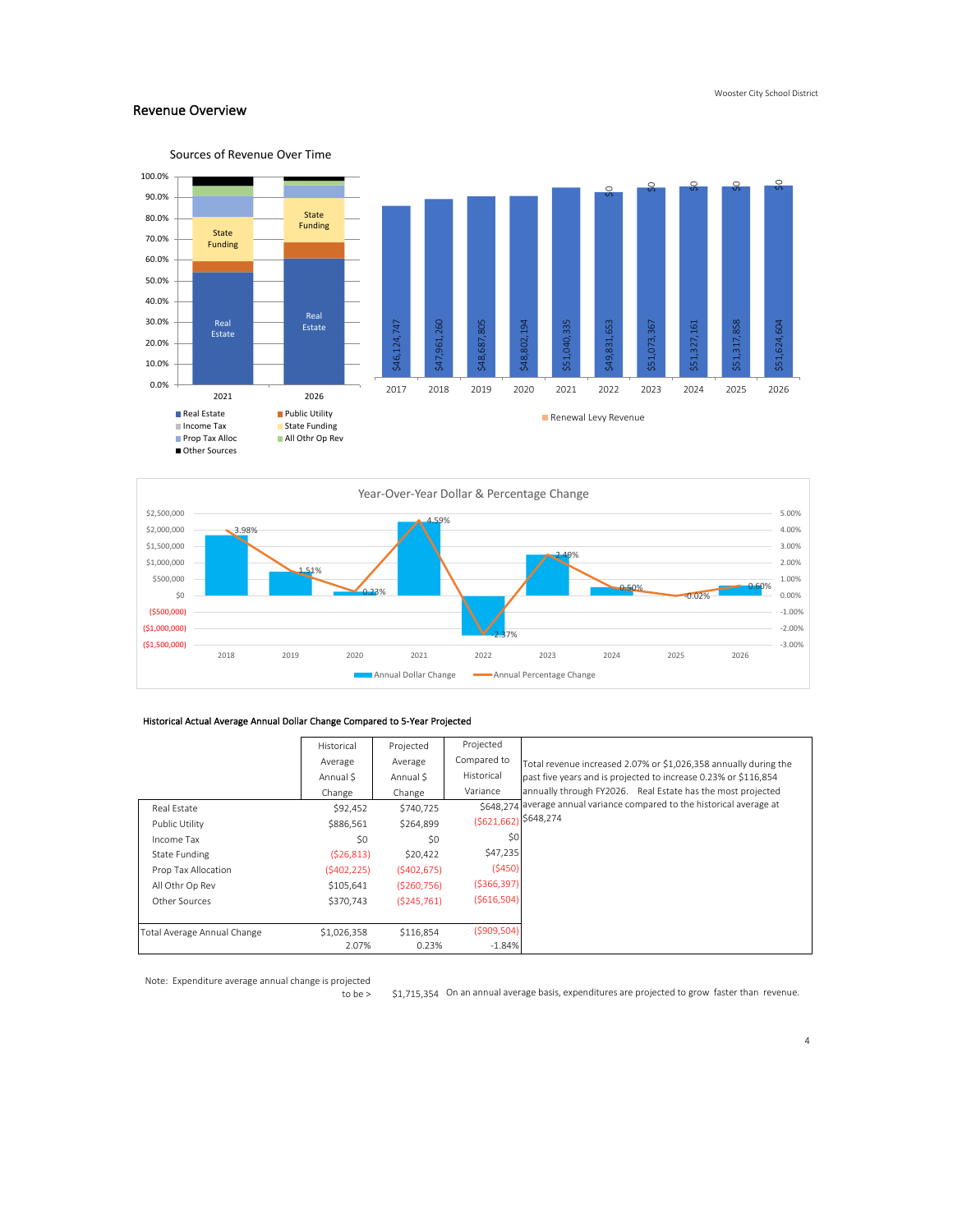## Revenue Overview

Sources of Revenue Over Time

| | 2021 | 2026 |
|---|---|---|
| Real Estate | Real Estate | Real Estate |
| State Funding | State Funding | State Funding |

Legend: Real Estate, Public Utility, Income Tax, State Funding, Prop Tax Alloc, All Othr Op Rev, Other Sources

| Year | Total Revenue | Renewal Levy Revenue |
|---|---|---|
| 2017 | $46,124,747 | |
| 2018 | $47,961,260 | |
| 2019 | $48,687,805 | |
| 2020 | $48,802,194 | |
| 2021 | $51,040,335 | |
| 2022 | $49,831,653 | $0 |
| 2023 | $51,073,367 | $0 |
| 2024 | $51,327,161 | $0 |
| 2025 | $51,317,858 | $0 |
| 2026 | $51,624,604 | $0 |

Year-Over-Year Dollar & Percentage Change

| Year | Annual Percentage Change |
|---|---|
| 2018 | 3.98% |
| 2019 | 1.51% |
| 2020 | 0.23% |
| 2021 | 4.59% |
| 2022 | -2.37% |
| 2023 | 2.49% |
| 2024 | 0.50% |
| 2025 | -0.02% |
| 2026 | 0.60% |

Historical Actual Average Annual Dollar Change Compared to 5-Year Projected

| | Historical Average Annual $ Change | Projected Average Annual $ Change | Projected Compared to Historical Variance |
|---|---|---|---|
| Real Estate | $92,452 | $740,725 | $648,274 |
| Public Utility | $886,561 | $264,899 | ($621,662) |
| Income Tax | $0 | $0 | $0 |
| State Funding | ($26,813) | $20,422 | $47,235 |
| Prop Tax Allocation | ($402,225) | ($402,675) | ($450) |
| All Othr Op Rev | $105,641 | ($260,756) | ($366,397) |
| Other Sources | $370,743 | ($245,761) | ($616,504) |
| Total Average Annual Change | $1,026,358 | $116,854 | ($909,504) |
| | 2.07% | 0.23% | -1.84% |

Total revenue increased 2.07% or $1,026,358 annually during the past five years and is projected to increase 0.23% or $116,854 annually through FY2026. Real Estate has the most projected average annual variance compared to the historical average at $648,274

Note: Expenditure average annual change is projected to be > $1,715,354 On an annual average basis, expenditures are projected to grow faster than revenue.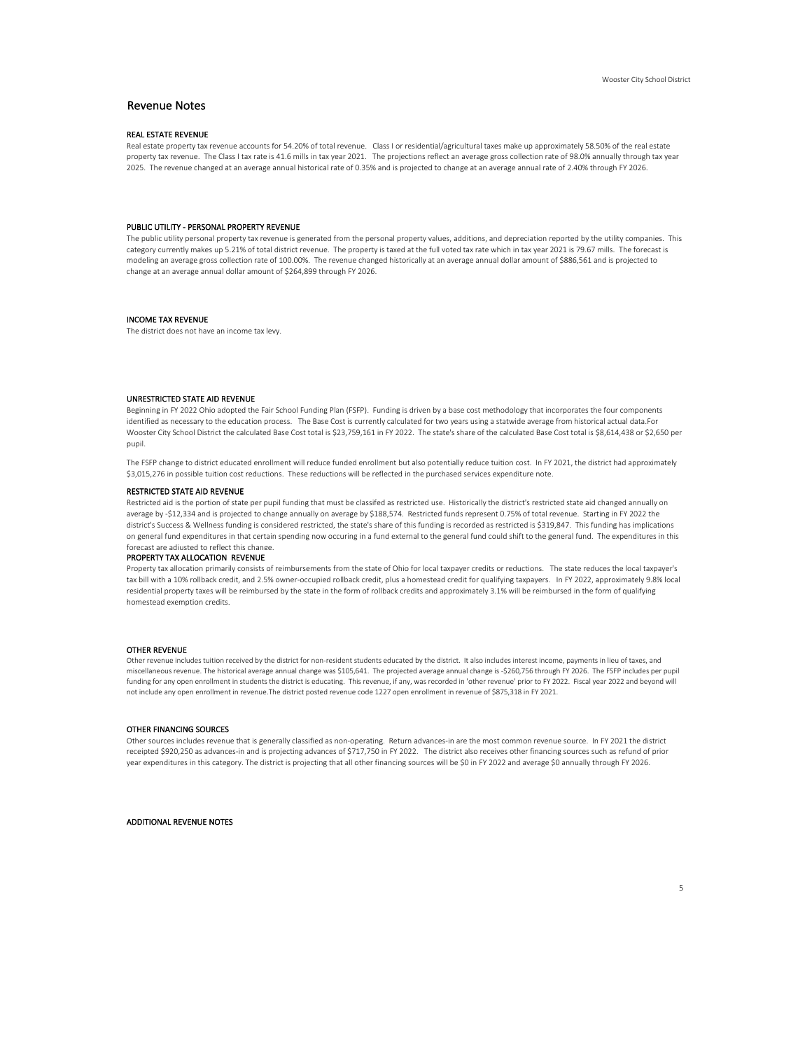## Revenue Notes

### REAL ESTATE REVENUE

Real estate property tax revenue accounts for 54.20% of total revenue. Class I or residential/agricultural taxes make up approximately 58.50% of the real estate property tax revenue. The Class I tax rate is 41.6 mills in tax year 2021. The projections reflect an average gross collection rate of 98.0% annually through tax year 2025. The revenue changed at an average annual historical rate of 0.35% and is projected to change at an average annual rate of 2.40% through FY 2026.

### PUBLIC UTILITY - PERSONAL PROPERTY REVENUE

The public utility personal property tax revenue is generated from the personal property values, additions, and depreciation reported by the utility companies. This category currently makes up 5.21% of total district revenue. The property is taxed at the full voted tax rate which in tax year 2021 is 79.67 mills. The forecast is modeling an average gross collection rate of 100.00%. The revenue changed historically at an average annual dollar amount of $886,561 and is projected to change at an average annual dollar amount of $264,899 through FY 2026.

### INCOME TAX REVENUE

The district does not have an income tax levy.

### UNRESTRICTED STATE AID REVENUE

Beginning in FY 2022 Ohio adopted the Fair School Funding Plan (FSFP). Funding is driven by a base cost methodology that incorporates the four components identified as necessary to the education process. The Base Cost is currently calculated for two years using a statwide average from historical actual data.For Wooster City School District the calculated Base Cost total is $23,759,161 in FY 2022. The state's share of the calculated Base Cost total is $8,614,438 or $2,650 per pupil.

The FSFP change to district educated enrollment will reduce funded enrollment but also potentially reduce tuition cost. In FY 2021, the district had approximately $3,015,276 in possible tuition cost reductions. These reductions will be reflected in the purchased services expenditure note.

### RESTRICTED STATE AID REVENUE

Restricted aid is the portion of state per pupil funding that must be classifed as restricted use. Historically the district's restricted state aid changed annually on average by -$12,334 and is projected to change annually on average by $188,574. Restricted funds represent 0.75% of total revenue. Starting in FY 2022 the district's Success & Wellness funding is considered restricted, the state's share of this funding is recorded as restricted is $319,847. This funding has implications on general fund expenditures in that certain spending now occuring in a fund external to the general fund could shift to the general fund. The expenditures in this forecast are adjusted to reflect this change.

### PROPERTY TAX ALLOCATION REVENUE

Property tax allocation primarily consists of reimbursements from the state of Ohio for local taxpayer credits or reductions. The state reduces the local taxpayer's tax bill with a 10% rollback credit, and 2.5% owner-occupied rollback credit, plus a homestead credit for qualifying taxpayers. In FY 2022, approximately 9.8% local residential property taxes will be reimbursed by the state in the form of rollback credits and approximately 3.1% will be reimbursed in the form of qualifying homestead exemption credits.

### OTHER REVENUE

Other revenue includes tuition received by the district for non-resident students educated by the district. It also includes interest income, payments in lieu of taxes, and miscellaneous revenue. The historical average annual change was $105,641. The projected average annual change is -$260,756 through FY 2026. The FSFP includes per pupil funding for any open enrollment in students the district is educating. This revenue, if any, was recorded in 'other revenue' prior to FY 2022. Fiscal year 2022 and beyond will not include any open enrollment in revenue.The district posted revenue code 1227 open enrollment in revenue of $875,318 in FY 2021.

### OTHER FINANCING SOURCES

Other sources includes revenue that is generally classified as non-operating. Return advances-in are the most common revenue source. In FY 2021 the district receipted $920,250 as advances-in and is projecting advances of $717,750 in FY 2022. The district also receives other financing sources such as refund of prior year expenditures in this category. The district is projecting that all other financing sources will be $0 in FY 2022 and average $0 annually through FY 2026.

### ADDITIONAL REVENUE NOTES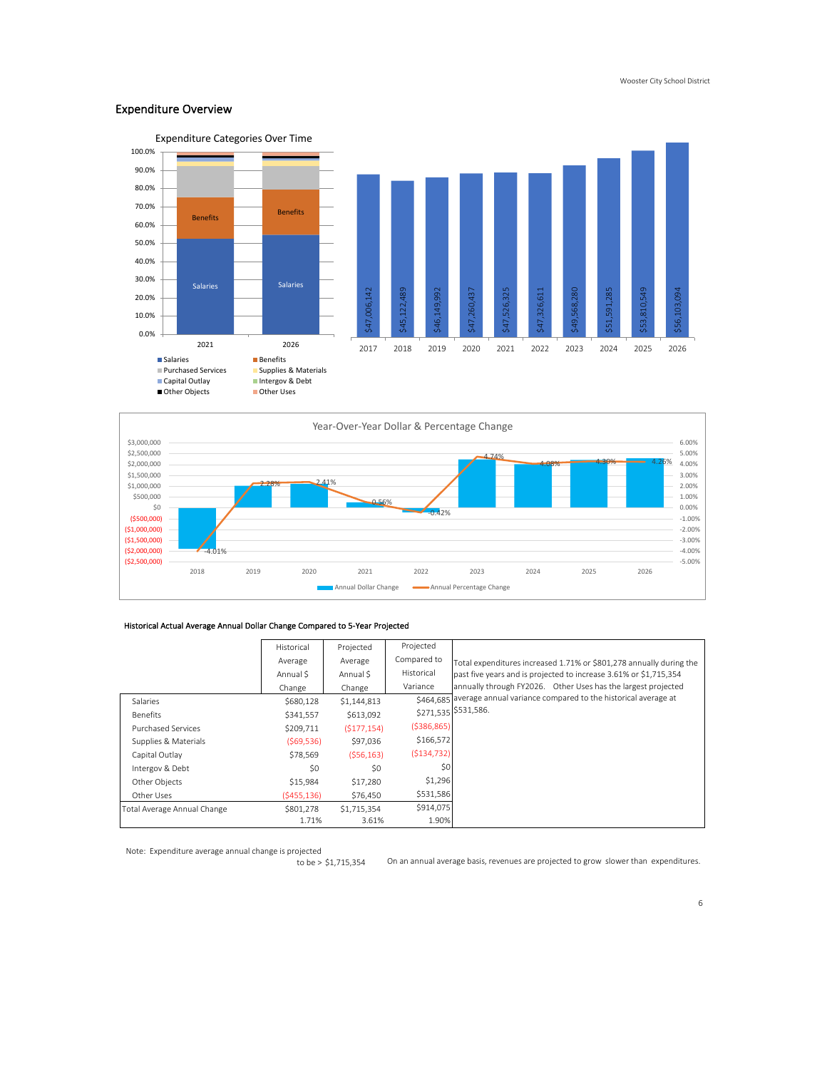## Expenditure Overview

Expenditure Categories Over Time

| | 2017 | 2018 | 2019 | 2020 | 2021 | 2022 | 2023 | 2024 | 2025 | 2026 |
|---|---|---|---|---|---|---|---|---|---|---|
| Total | $47,006,142 | $45,122,489 | $46,149,992 | $47,260,437 | $47,526,325 | $47,326,611 | $49,568,280 | $51,591,285 | $53,810,549 | $56,103,094 |

Year-Over-Year Dollar & Percentage Change

| | 2018 | 2019 | 2020 | 2021 | 2022 | 2023 | 2024 | 2025 | 2026 |
|---|---|---|---|---|---|---|---|---|---|
| Annual Percentage Change | -4.01% | 2.28% | 2.41% | 0.56% | -0.42% | 4.74% | 4.08% | 4.30% | 4.26% |

### Historical Actual Average Annual Dollar Change Compared to 5-Year Projected

| | Historical Average Annual $ Change | Projected Average Annual $ Change | Projected Compared to Historical Variance |
|---|---|---|---|
| Salaries | $680,128 | $1,144,813 | $464,685 |
| Benefits | $341,557 | $613,092 | $271,535 |
| Purchased Services | $209,711 | ($177,154) | ($386,865) |
| Supplies & Materials | ($69,536) | $97,036 | $166,572 |
| Capital Outlay | $78,569 | ($56,163) | ($134,732) |
| Intergov & Debt | $0 | $0 | $0 |
| Other Objects | $15,984 | $17,280 | $1,296 |
| Other Uses | ($455,136) | $76,450 | $531,586 |
| Total Average Annual Change | $801,278 | $1,715,354 | $914,075 |
| | 1.71% | 3.61% | 1.90% |

Total expenditures increased 1.71% or $801,278 annually during the past five years and is projected to increase 3.61% or $1,715,354 annually through FY2026. Other Uses has the largest projected average annual variance compared to the historical average at $531,586.

Note: Expenditure average annual change is projected to be > $1,715,354

On an annual average basis, revenues are projected to grow slower than expenditures.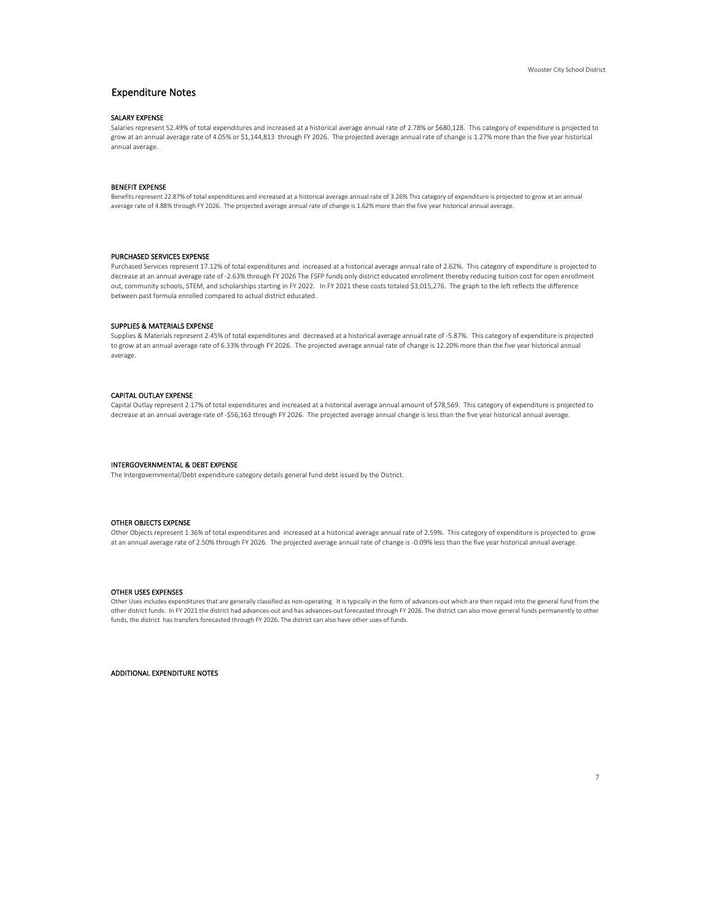# Expenditure Notes

### SALARY EXPENSE

Salaries represent 52.49% of total expenditures and increased at a historical average annual rate of 2.78% or $680,128. This category of expenditure is projected to grow at an annual average rate of 4.05% or $1,144,813 through FY 2026. The projected average annual rate of change is 1.27% more than the five year historical annual average.

### BENEFIT EXPENSE

Benefits represent 22.87% of total expenditures and increased at a historical average annual rate of 3.26% This category of expenditure is projected to grow at an annual average rate of 4.88% through FY 2026. The projected average annual rate of change is 1.62% more than the five year historical annual average.

### PURCHASED SERVICES EXPENSE

Purchased Services represent 17.12% of total expenditures and increased at a historical average annual rate of 2.62%. This category of expenditure is projected to decrease at an annual average rate of -2.63% through FY 2026 The FSFP funds only district educated enrollment thereby reducing tuition cost for open enrollment out, community schools, STEM, and scholarships starting in FY 2022. In FY 2021 these costs totaled $3,015,276. The graph to the left reflects the difference between past formula enrolled compared to actual district educated.

### SUPPLIES & MATERIALS EXPENSE

Supplies & Materials represent 2.45% of total expenditures and decreased at a historical average annual rate of -5.87%. This category of expenditure is projected to grow at an annual average rate of 6.33% through FY 2026. The projected average annual rate of change is 12.20% more than the five year historical annual average.

### CAPITAL OUTLAY EXPENSE

Capital Outlay represent 2.17% of total expenditures and increased at a historical average annual amount of $78,569. This category of expenditure is projected to decrease at an annual average rate of -$56,163 through FY 2026. The projected average annual change is less than the five year historical annual average.

### INTERGOVERNMENTAL & DEBT EXPENSE

The Intergovernmental/Debt expenditure category details general fund debt issued by the District.

### OTHER OBJECTS EXPENSE

Other Objects represent 1.36% of total expenditures and increased at a historical average annual rate of 2.59%. This category of expenditure is projected to grow at an annual average rate of 2.50% through FY 2026. The projected average annual rate of change is -0.09% less than the five year historical annual average.

### OTHER USES EXPENSES

Other Uses includes expenditures that are generally classified as non-operating. It is typically in the form of advances-out which are then repaid into the general fund from the other district funds. In FY 2021 the district had advances-out and has advances-out forecasted through FY 2026. The district can also move general funds permanently to other funds, the district has transfers forecasted through FY 2026. The district can also have other uses of funds.

### ADDITIONAL EXPENDITURE NOTES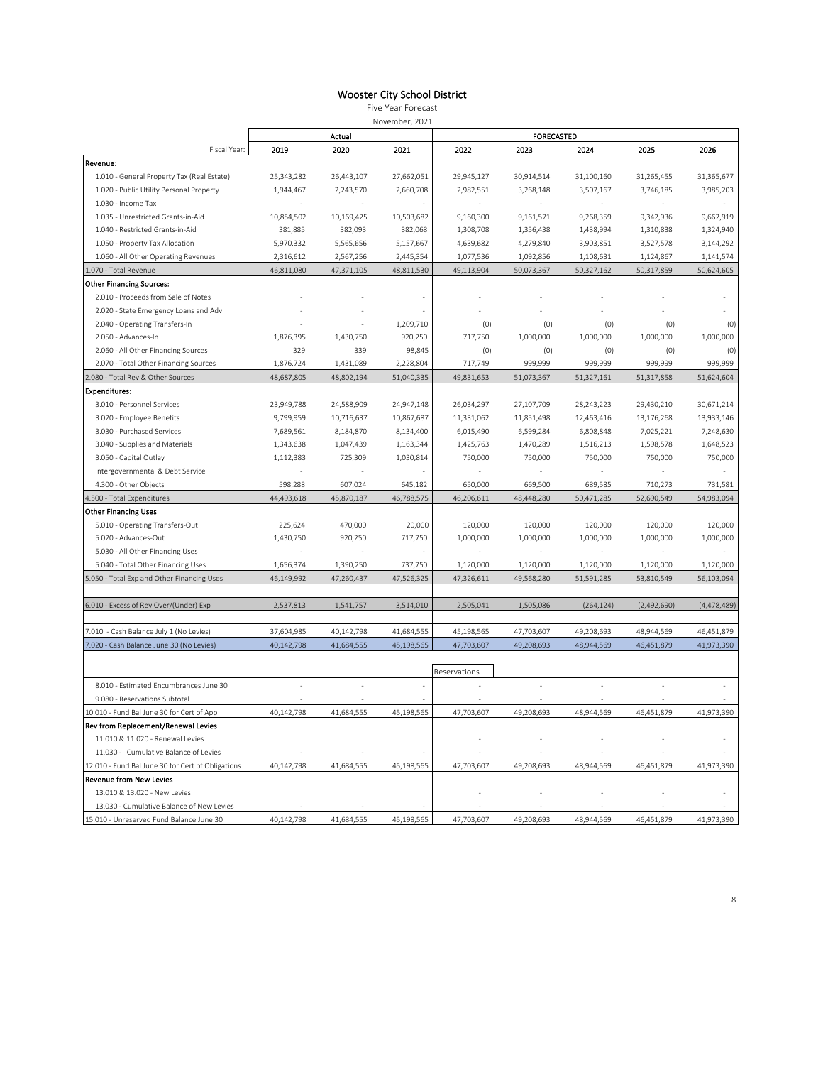# Wooster City School District

Five Year Forecast

November, 2021

| | Actual | | | FORECASTED | | | | |
|---|---|---|---|---|---|---|---|---|
| Fiscal Year: | 2019 | 2020 | 2021 | 2022 | 2023 | 2024 | 2025 | 2026 |
| **Revenue:** | | | | | | | | |
| 1.010 - General Property Tax (Real Estate) | 25,343,282 | 26,443,107 | 27,662,051 | 29,945,127 | 30,914,514 | 31,100,160 | 31,265,455 | 31,365,677 |
| 1.020 - Public Utility Personal Property | 1,944,467 | 2,243,570 | 2,660,708 | 2,982,551 | 3,268,148 | 3,507,167 | 3,746,185 | 3,985,203 |
| 1.030 - Income Tax | - | - | - | - | - | - | - | - |
| 1.035 - Unrestricted Grants-in-Aid | 10,854,502 | 10,169,425 | 10,503,682 | 9,160,300 | 9,161,571 | 9,268,359 | 9,342,936 | 9,662,919 |
| 1.040 - Restricted Grants-in-Aid | 381,885 | 382,093 | 382,068 | 1,308,708 | 1,356,438 | 1,438,994 | 1,310,838 | 1,324,940 |
| 1.050 - Property Tax Allocation | 5,970,332 | 5,565,656 | 5,157,667 | 4,639,682 | 4,279,840 | 3,903,851 | 3,527,578 | 3,144,292 |
| 1.060 - All Other Operating Revenues | 2,316,612 | 2,567,256 | 2,445,354 | 1,077,536 | 1,092,856 | 1,108,631 | 1,124,867 | 1,141,574 |
| 1.070 - Total Revenue | 46,811,080 | 47,371,105 | 48,811,530 | 49,113,904 | 50,073,367 | 50,327,162 | 50,317,859 | 50,624,605 |
| **Other Financing Sources:** | | | | | | | | |
| 2.010 - Proceeds from Sale of Notes | - | - | - | - | - | - | - | - |
| 2.020 - State Emergency Loans and Adv | - | - | - | - | - | - | - | - |
| 2.040 - Operating Transfers-In | - | - | 1,209,710 | (0) | (0) | (0) | (0) | (0) |
| 2.050 - Advances-In | 1,876,395 | 1,430,750 | 920,250 | 717,750 | 1,000,000 | 1,000,000 | 1,000,000 | 1,000,000 |
| 2.060 - All Other Financing Sources | 329 | 339 | 98,845 | (0) | (0) | (0) | (0) | (0) |
| 2.070 - Total Other Financing Sources | 1,876,724 | 1,431,089 | 2,228,804 | 717,749 | 999,999 | 999,999 | 999,999 | 999,999 |
| 2.080 - Total Rev & Other Sources | 48,687,805 | 48,802,194 | 51,040,335 | 49,831,653 | 51,073,367 | 51,327,161 | 51,317,858 | 51,624,604 |
| **Expenditures:** | | | | | | | | |
| 3.010 - Personnel Services | 23,949,788 | 24,588,909 | 24,947,148 | 26,034,297 | 27,107,709 | 28,243,223 | 29,430,210 | 30,671,214 |
| 3.020 - Employee Benefits | 9,799,959 | 10,716,637 | 10,867,687 | 11,331,062 | 11,851,498 | 12,463,416 | 13,176,268 | 13,933,146 |
| 3.030 - Purchased Services | 7,689,561 | 8,184,870 | 8,134,400 | 6,015,490 | 6,599,284 | 6,808,848 | 7,025,221 | 7,248,630 |
| 3.040 - Supplies and Materials | 1,343,638 | 1,047,439 | 1,163,344 | 1,425,763 | 1,470,289 | 1,516,213 | 1,598,578 | 1,648,523 |
| 3.050 - Capital Outlay | 1,112,383 | 725,309 | 1,030,814 | 750,000 | 750,000 | 750,000 | 750,000 | 750,000 |
| Intergovernmental & Debt Service | - | - | - | - | - | - | - | - |
| 4.300 - Other Objects | 598,288 | 607,024 | 645,182 | 650,000 | 669,500 | 689,585 | 710,273 | 731,581 |
| 4.500 - Total Expenditures | 44,493,618 | 45,870,187 | 46,788,575 | 46,206,611 | 48,448,280 | 50,471,285 | 52,690,549 | 54,983,094 |
| **Other Financing Uses** | | | | | | | | |
| 5.010 - Operating Transfers-Out | 225,624 | 470,000 | 20,000 | 120,000 | 120,000 | 120,000 | 120,000 | 120,000 |
| 5.020 - Advances-Out | 1,430,750 | 920,250 | 717,750 | 1,000,000 | 1,000,000 | 1,000,000 | 1,000,000 | 1,000,000 |
| 5.030 - All Other Financing Uses | - | - | - | - | - | - | - | - |
| 5.040 - Total Other Financing Uses | 1,656,374 | 1,390,250 | 737,750 | 1,120,000 | 1,120,000 | 1,120,000 | 1,120,000 | 1,120,000 |
| 5.050 - Total Exp and Other Financing Uses | 46,149,992 | 47,260,437 | 47,526,325 | 47,326,611 | 49,568,280 | 51,591,285 | 53,810,549 | 56,103,094 |
| | | | | | | | | |
| 6.010 - Excess of Rev Over/(Under) Exp | 2,537,813 | 1,541,757 | 3,514,010 | 2,505,041 | 1,505,086 | (264,124) | (2,492,690) | (4,478,489) |
| | | | | | | | | |
| 7.010 - Cash Balance July 1 (No Levies) | 37,604,985 | 40,142,798 | 41,684,555 | 45,198,565 | 47,703,607 | 49,208,693 | 48,944,569 | 46,451,879 |
| 7.020 - Cash Balance June 30 (No Levies) | 40,142,798 | 41,684,555 | 45,198,565 | 47,703,607 | 49,208,693 | 48,944,569 | 46,451,879 | 41,973,390 |
| | | | | Reservations | | | | |
| 8.010 - Estimated Encumbrances June 30 | - | - | - | - | - | - | - | - |
| 9.080 - Reservations Subtotal | - | - | - | - | - | - | - | - |
| 10.010 - Fund Bal June 30 for Cert of App | 40,142,798 | 41,684,555 | 45,198,565 | 47,703,607 | 49,208,693 | 48,944,569 | 46,451,879 | 41,973,390 |
| **Rev from Replacement/Renewal Levies** | | | | | | | | |
| 11.010 & 11.020 - Renewal Levies | | | | - | - | - | - | - |
| 11.030 - Cumulative Balance of Levies | - | - | - | - | - | - | - | - |
| 12.010 - Fund Bal June 30 for Cert of Obligations | 40,142,798 | 41,684,555 | 45,198,565 | 47,703,607 | 49,208,693 | 48,944,569 | 46,451,879 | 41,973,390 |
| **Revenue from New Levies** | | | | | | | | |
| 13.010 & 13.020 - New Levies | | | | - | - | - | - | - |
| 13.030 - Cumulative Balance of New Levies | - | - | - | - | - | - | - | - |
| 15.010 - Unreserved Fund Balance June 30 | 40,142,798 | 41,684,555 | 45,198,565 | 47,703,607 | 49,208,693 | 48,944,569 | 46,451,879 | 41,973,390 |